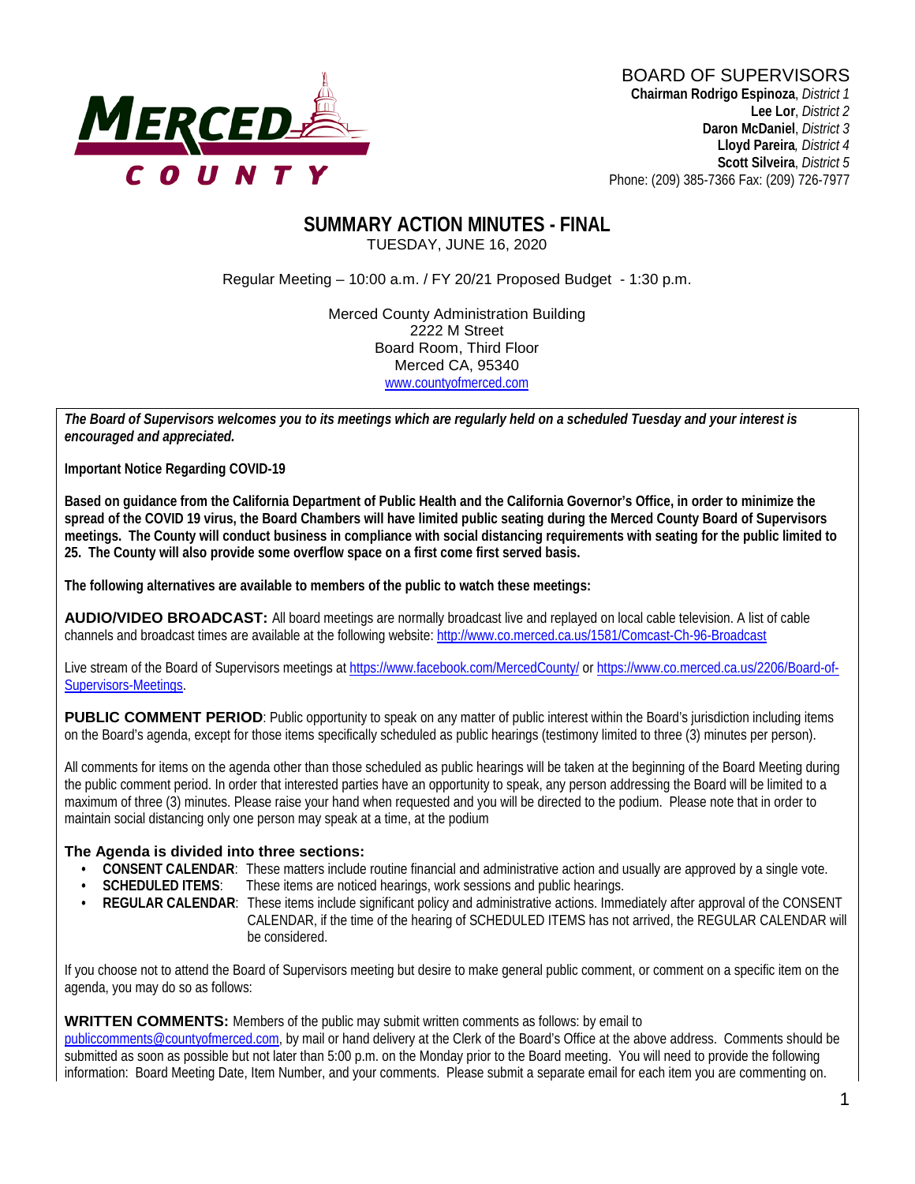MERCED COUNTY

BOARD OF SUPERVISORS

**Chairman Rodrigo Espinoza**, *District 1*
**Lee Lor**, *District 2*
**Daron McDaniel**, *District 3*
**Lloyd Pareira**, *District 4*
**Scott Silveira**, *District 5*
Phone: (209) 385-7366 Fax: (209) 726-7977

# SUMMARY ACTION MINUTES - FINAL

TUESDAY, JUNE 16, 2020

Regular Meeting – 10:00 a.m. / FY 20/21 Proposed Budget - 1:30 p.m.

Merced County Administration Building
2222 M Street
Board Room, Third Floor
Merced CA, 95340
www.countyofmerced.com

***The Board of Supervisors welcomes you to its meetings which are regularly held on a scheduled Tuesday and your interest is encouraged and appreciated.***

**Important Notice Regarding COVID-19**

**Based on guidance from the California Department of Public Health and the California Governor's Office, in order to minimize the spread of the COVID 19 virus, the Board Chambers will have limited public seating during the Merced County Board of Supervisors meetings. The County will conduct business in compliance with social distancing requirements with seating for the public limited to 25. The County will also provide some overflow space on a first come first served basis.**

**The following alternatives are available to members of the public to watch these meetings:**

**AUDIO/VIDEO BROADCAST:** All board meetings are normally broadcast live and replayed on local cable television. A list of cable channels and broadcast times are available at the following website: http://www.co.merced.ca.us/1581/Comcast-Ch-96-Broadcast

Live stream of the Board of Supervisors meetings at https://www.facebook.com/MercedCounty/ or https://www.co.merced.ca.us/2206/Board-of-Supervisors-Meetings.

**PUBLIC COMMENT PERIOD**: Public opportunity to speak on any matter of public interest within the Board's jurisdiction including items on the Board's agenda, except for those items specifically scheduled as public hearings (testimony limited to three (3) minutes per person).

All comments for items on the agenda other than those scheduled as public hearings will be taken at the beginning of the Board Meeting during the public comment period. In order that interested parties have an opportunity to speak, any person addressing the Board will be limited to a maximum of three (3) minutes. Please raise your hand when requested and you will be directed to the podium. Please note that in order to maintain social distancing only one person may speak at a time, at the podium

**The Agenda is divided into three sections:**

- **CONSENT CALENDAR**: These matters include routine financial and administrative action and usually are approved by a single vote.
- **SCHEDULED ITEMS**: These items are noticed hearings, work sessions and public hearings.
- **REGULAR CALENDAR**: These items include significant policy and administrative actions. Immediately after approval of the CONSENT CALENDAR, if the time of the hearing of SCHEDULED ITEMS has not arrived, the REGULAR CALENDAR will be considered.

If you choose not to attend the Board of Supervisors meeting but desire to make general public comment, or comment on a specific item on the agenda, you may do so as follows:

**WRITTEN COMMENTS:** Members of the public may submit written comments as follows: by email to publiccomments@countyofmerced.com, by mail or hand delivery at the Clerk of the Board's Office at the above address. Comments should be submitted as soon as possible but not later than 5:00 p.m. on the Monday prior to the Board meeting. You will need to provide the following information: Board Meeting Date, Item Number, and your comments. Please submit a separate email for each item you are commenting on.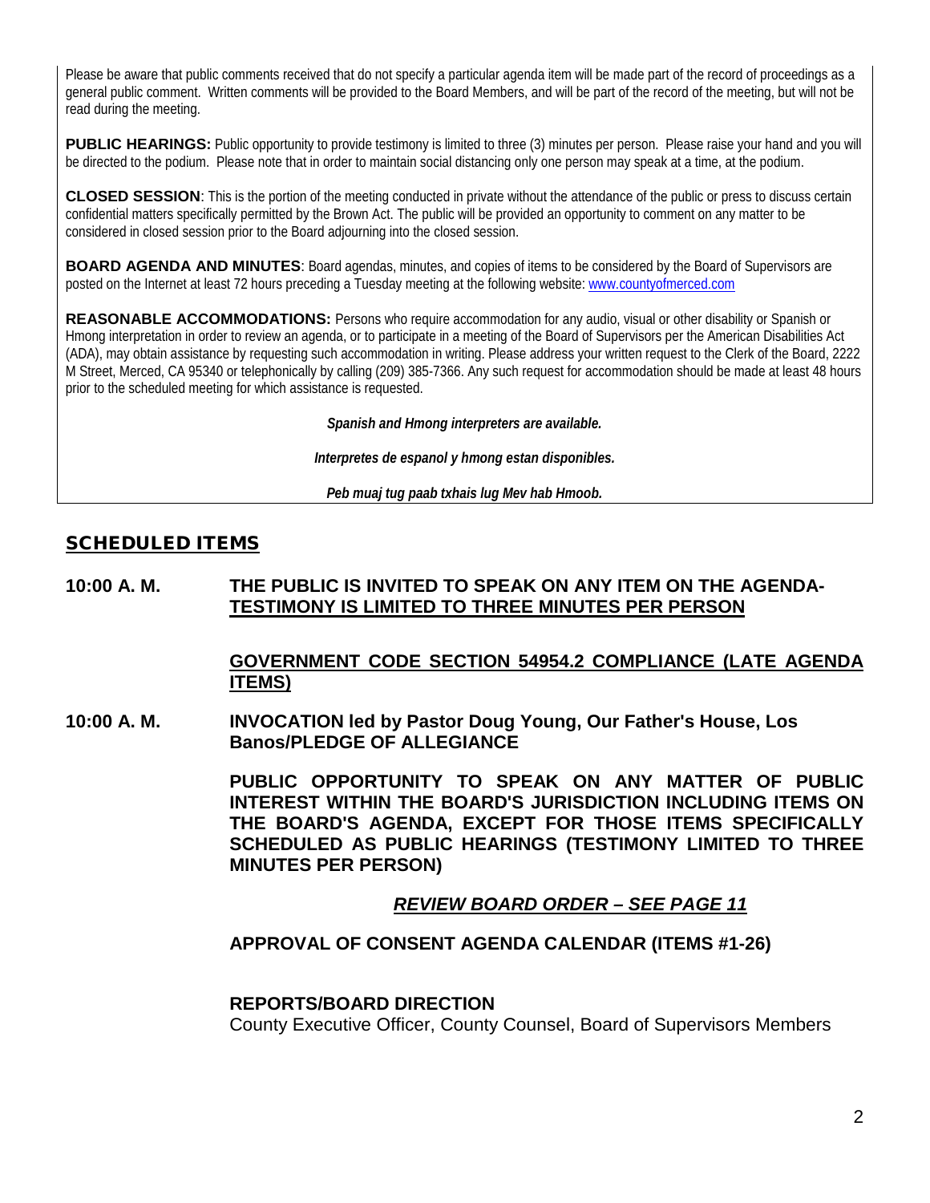Please be aware that public comments received that do not specify a particular agenda item will be made part of the record of proceedings as a general public comment. Written comments will be provided to the Board Members, and will be part of the record of the meeting, but will not be read during the meeting.

**PUBLIC HEARINGS:** Public opportunity to provide testimony is limited to three (3) minutes per person. Please raise your hand and you will be directed to the podium. Please note that in order to maintain social distancing only one person may speak at a time, at the podium.

**CLOSED SESSION**: This is the portion of the meeting conducted in private without the attendance of the public or press to discuss certain confidential matters specifically permitted by the Brown Act. The public will be provided an opportunity to comment on any matter to be considered in closed session prior to the Board adjourning into the closed session.

**BOARD AGENDA AND MINUTES**: Board agendas, minutes, and copies of items to be considered by the Board of Supervisors are posted on the Internet at least 72 hours preceding a Tuesday meeting at the following website: www.countyofmerced.com

**REASONABLE ACCOMMODATIONS:** Persons who require accommodation for any audio, visual or other disability or Spanish or Hmong interpretation in order to review an agenda, or to participate in a meeting of the Board of Supervisors per the American Disabilities Act (ADA), may obtain assistance by requesting such accommodation in writing. Please address your written request to the Clerk of the Board, 2222 M Street, Merced, CA 95340 or telephonically by calling (209) 385-7366. Any such request for accommodation should be made at least 48 hours prior to the scheduled meeting for which assistance is requested.

***Spanish and Hmong interpreters are available.***

***Interpretes de espanol y hmong estan disponibles.***

***Peb muaj tug paab txhais lug Mev hab Hmoob.***

## SCHEDULED ITEMS

**10:00 A. M.** **THE PUBLIC IS INVITED TO SPEAK ON ANY ITEM ON THE AGENDA-TESTIMONY IS LIMITED TO THREE MINUTES PER PERSON**

**GOVERNMENT CODE SECTION 54954.2 COMPLIANCE (LATE AGENDA ITEMS)**

**10:00 A. M.** **INVOCATION led by Pastor Doug Young, Our Father's House, Los Banos/PLEDGE OF ALLEGIANCE**

**PUBLIC OPPORTUNITY TO SPEAK ON ANY MATTER OF PUBLIC INTEREST WITHIN THE BOARD'S JURISDICTION INCLUDING ITEMS ON THE BOARD'S AGENDA, EXCEPT FOR THOSE ITEMS SPECIFICALLY SCHEDULED AS PUBLIC HEARINGS (TESTIMONY LIMITED TO THREE MINUTES PER PERSON)**

***REVIEW BOARD ORDER – SEE PAGE 11***

**APPROVAL OF CONSENT AGENDA CALENDAR (ITEMS #1-26)**

**REPORTS/BOARD DIRECTION**

County Executive Officer, County Counsel, Board of Supervisors Members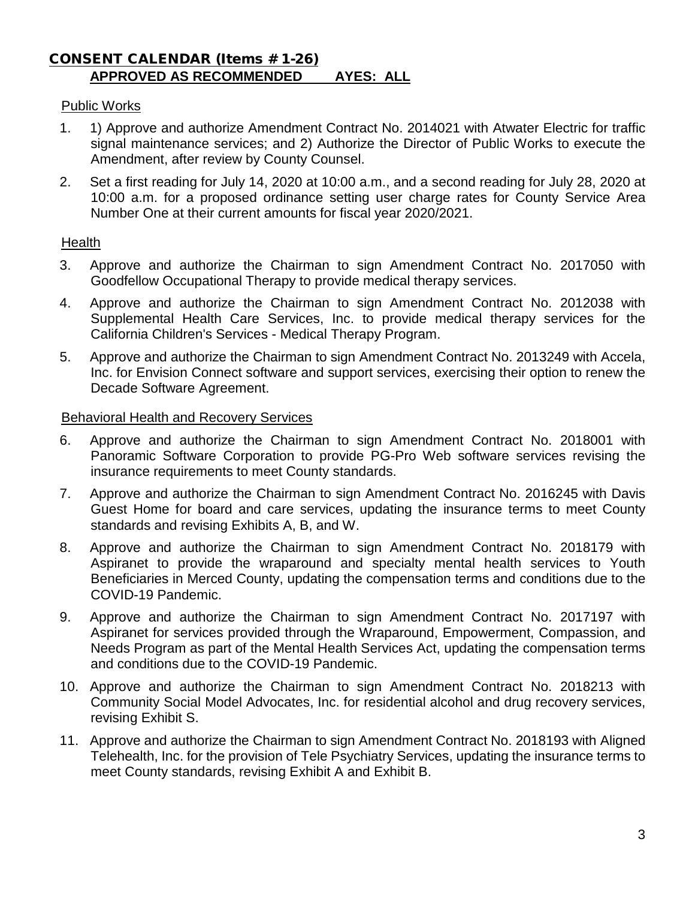## CONSENT CALENDAR (Items #1-26)

**APPROVED AS RECOMMENDED AYES: ALL**

Public Works

1. 1) Approve and authorize Amendment Contract No. 2014021 with Atwater Electric for traffic signal maintenance services; and 2) Authorize the Director of Public Works to execute the Amendment, after review by County Counsel.
2. Set a first reading for July 14, 2020 at 10:00 a.m., and a second reading for July 28, 2020 at 10:00 a.m. for a proposed ordinance setting user charge rates for County Service Area Number One at their current amounts for fiscal year 2020/2021.

Health

3. Approve and authorize the Chairman to sign Amendment Contract No. 2017050 with Goodfellow Occupational Therapy to provide medical therapy services.
4. Approve and authorize the Chairman to sign Amendment Contract No. 2012038 with Supplemental Health Care Services, Inc. to provide medical therapy services for the California Children's Services - Medical Therapy Program.
5. Approve and authorize the Chairman to sign Amendment Contract No. 2013249 with Accela, Inc. for Envision Connect software and support services, exercising their option to renew the Decade Software Agreement.

Behavioral Health and Recovery Services

6. Approve and authorize the Chairman to sign Amendment Contract No. 2018001 with Panoramic Software Corporation to provide PG-Pro Web software services revising the insurance requirements to meet County standards.
7. Approve and authorize the Chairman to sign Amendment Contract No. 2016245 with Davis Guest Home for board and care services, updating the insurance terms to meet County standards and revising Exhibits A, B, and W.
8. Approve and authorize the Chairman to sign Amendment Contract No. 2018179 with Aspiranet to provide the wraparound and specialty mental health services to Youth Beneficiaries in Merced County, updating the compensation terms and conditions due to the COVID-19 Pandemic.
9. Approve and authorize the Chairman to sign Amendment Contract No. 2017197 with Aspiranet for services provided through the Wraparound, Empowerment, Compassion, and Needs Program as part of the Mental Health Services Act, updating the compensation terms and conditions due to the COVID-19 Pandemic.
10. Approve and authorize the Chairman to sign Amendment Contract No. 2018213 with Community Social Model Advocates, Inc. for residential alcohol and drug recovery services, revising Exhibit S.
11. Approve and authorize the Chairman to sign Amendment Contract No. 2018193 with Aligned Telehealth, Inc. for the provision of Tele Psychiatry Services, updating the insurance terms to meet County standards, revising Exhibit A and Exhibit B.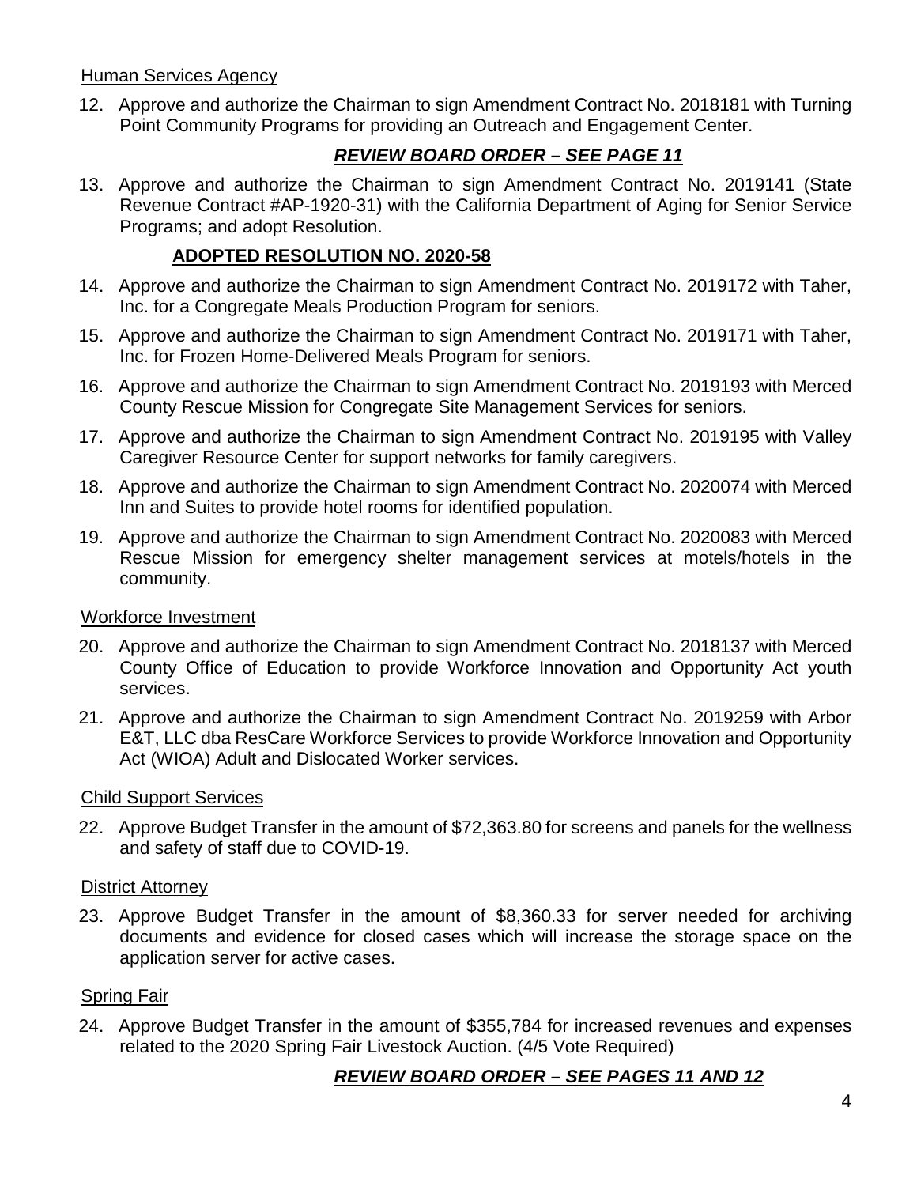Human Services Agency

12. Approve and authorize the Chairman to sign Amendment Contract No. 2018181 with Turning Point Community Programs for providing an Outreach and Engagement Center.

    ***REVIEW BOARD ORDER – SEE PAGE 11***

13. Approve and authorize the Chairman to sign Amendment Contract No. 2019141 (State Revenue Contract #AP-1920-31) with the California Department of Aging for Senior Service Programs; and adopt Resolution.

    **ADOPTED RESOLUTION NO. 2020-58**

14. Approve and authorize the Chairman to sign Amendment Contract No. 2019172 with Taher, Inc. for a Congregate Meals Production Program for seniors.

15. Approve and authorize the Chairman to sign Amendment Contract No. 2019171 with Taher, Inc. for Frozen Home-Delivered Meals Program for seniors.

16. Approve and authorize the Chairman to sign Amendment Contract No. 2019193 with Merced County Rescue Mission for Congregate Site Management Services for seniors.

17. Approve and authorize the Chairman to sign Amendment Contract No. 2019195 with Valley Caregiver Resource Center for support networks for family caregivers.

18. Approve and authorize the Chairman to sign Amendment Contract No. 2020074 with Merced Inn and Suites to provide hotel rooms for identified population.

19. Approve and authorize the Chairman to sign Amendment Contract No. 2020083 with Merced Rescue Mission for emergency shelter management services at motels/hotels in the community.

Workforce Investment

20. Approve and authorize the Chairman to sign Amendment Contract No. 2018137 with Merced County Office of Education to provide Workforce Innovation and Opportunity Act youth services.

21. Approve and authorize the Chairman to sign Amendment Contract No. 2019259 with Arbor E&T, LLC dba ResCare Workforce Services to provide Workforce Innovation and Opportunity Act (WIOA) Adult and Dislocated Worker services.

Child Support Services

22. Approve Budget Transfer in the amount of $72,363.80 for screens and panels for the wellness and safety of staff due to COVID-19.

District Attorney

23. Approve Budget Transfer in the amount of $8,360.33 for server needed for archiving documents and evidence for closed cases which will increase the storage space on the application server for active cases.

Spring Fair

24. Approve Budget Transfer in the amount of $355,784 for increased revenues and expenses related to the 2020 Spring Fair Livestock Auction. (4/5 Vote Required)

    ***REVIEW BOARD ORDER – SEE PAGES 11 AND 12***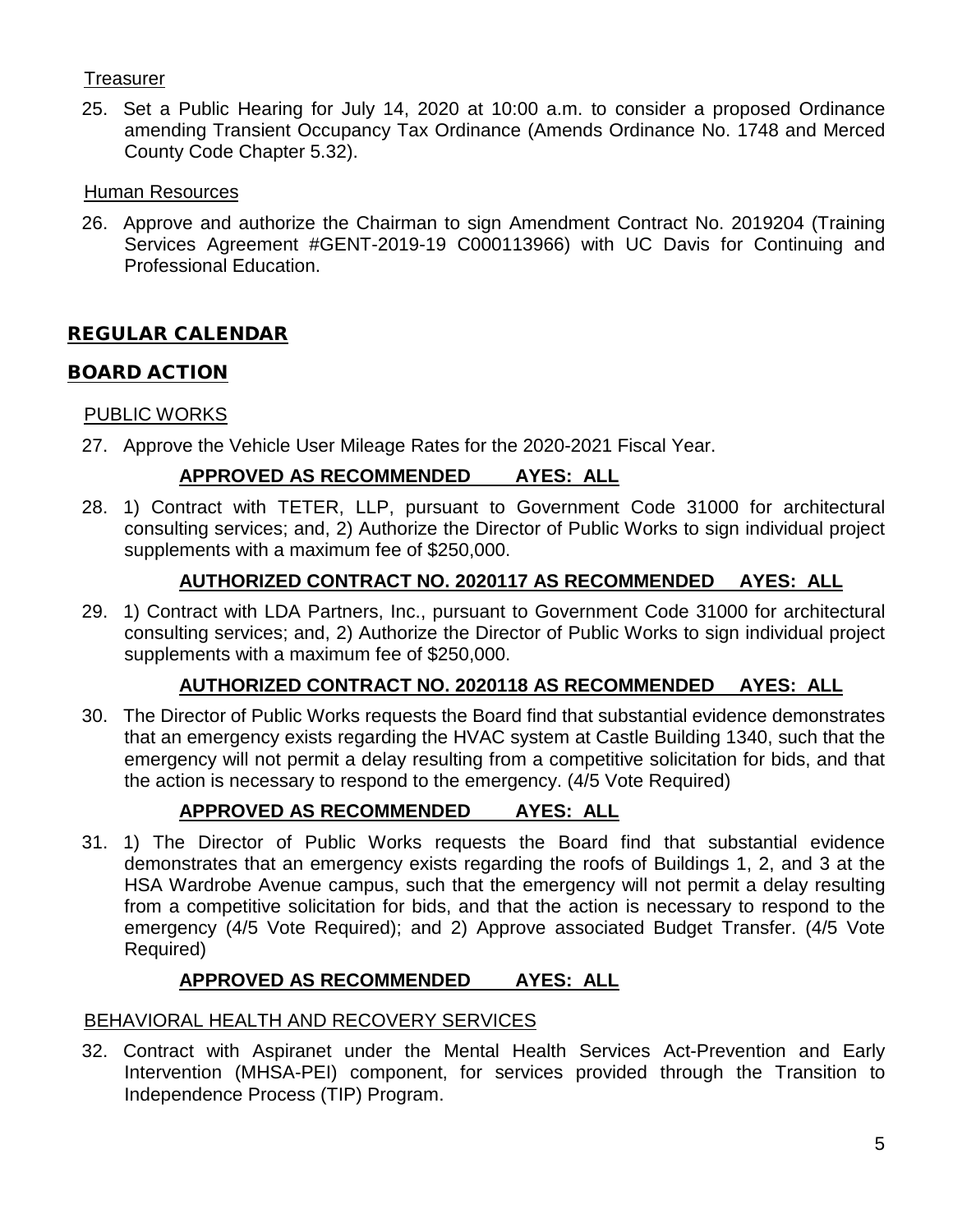Treasurer

25. Set a Public Hearing for July 14, 2020 at 10:00 a.m. to consider a proposed Ordinance amending Transient Occupancy Tax Ordinance (Amends Ordinance No. 1748 and Merced County Code Chapter 5.32).

Human Resources

26. Approve and authorize the Chairman to sign Amendment Contract No. 2019204 (Training Services Agreement #GENT-2019-19 C000113966) with UC Davis for Continuing and Professional Education.

## REGULAR CALENDAR

## BOARD ACTION

PUBLIC WORKS

27. Approve the Vehicle User Mileage Rates for the 2020-2021 Fiscal Year.

**APPROVED AS RECOMMENDED AYES: ALL**

28. 1) Contract with TETER, LLP, pursuant to Government Code 31000 for architectural consulting services; and, 2) Authorize the Director of Public Works to sign individual project supplements with a maximum fee of $250,000.

**AUTHORIZED CONTRACT NO. 2020117 AS RECOMMENDED AYES: ALL**

29. 1) Contract with LDA Partners, Inc., pursuant to Government Code 31000 for architectural consulting services; and, 2) Authorize the Director of Public Works to sign individual project supplements with a maximum fee of $250,000.

**AUTHORIZED CONTRACT NO. 2020118 AS RECOMMENDED AYES: ALL**

30. The Director of Public Works requests the Board find that substantial evidence demonstrates that an emergency exists regarding the HVAC system at Castle Building 1340, such that the emergency will not permit a delay resulting from a competitive solicitation for bids, and that the action is necessary to respond to the emergency. (4/5 Vote Required)

**APPROVED AS RECOMMENDED AYES: ALL**

31. 1) The Director of Public Works requests the Board find that substantial evidence demonstrates that an emergency exists regarding the roofs of Buildings 1, 2, and 3 at the HSA Wardrobe Avenue campus, such that the emergency will not permit a delay resulting from a competitive solicitation for bids, and that the action is necessary to respond to the emergency (4/5 Vote Required); and 2) Approve associated Budget Transfer. (4/5 Vote Required)

**APPROVED AS RECOMMENDED AYES: ALL**

BEHAVIORAL HEALTH AND RECOVERY SERVICES

32. Contract with Aspiranet under the Mental Health Services Act-Prevention and Early Intervention (MHSA-PEI) component, for services provided through the Transition to Independence Process (TIP) Program.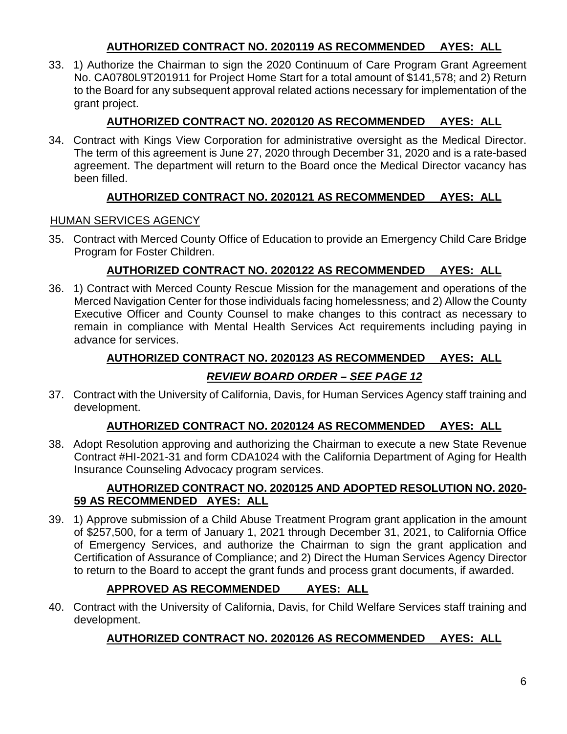**AUTHORIZED CONTRACT NO. 2020119 AS RECOMMENDED AYES: ALL**

33. 1) Authorize the Chairman to sign the 2020 Continuum of Care Program Grant Agreement No. CA0780L9T201911 for Project Home Start for a total amount of $141,578; and 2) Return to the Board for any subsequent approval related actions necessary for implementation of the grant project.

**AUTHORIZED CONTRACT NO. 2020120 AS RECOMMENDED AYES: ALL**

34. Contract with Kings View Corporation for administrative oversight as the Medical Director. The term of this agreement is June 27, 2020 through December 31, 2020 and is a rate-based agreement. The department will return to the Board once the Medical Director vacancy has been filled.

**AUTHORIZED CONTRACT NO. 2020121 AS RECOMMENDED AYES: ALL**

HUMAN SERVICES AGENCY

35. Contract with Merced County Office of Education to provide an Emergency Child Care Bridge Program for Foster Children.

**AUTHORIZED CONTRACT NO. 2020122 AS RECOMMENDED AYES: ALL**

36. 1) Contract with Merced County Rescue Mission for the management and operations of the Merced Navigation Center for those individuals facing homelessness; and 2) Allow the County Executive Officer and County Counsel to make changes to this contract as necessary to remain in compliance with Mental Health Services Act requirements including paying in advance for services.

**AUTHORIZED CONTRACT NO. 2020123 AS RECOMMENDED AYES: ALL**

***REVIEW BOARD ORDER – SEE PAGE 12***

37. Contract with the University of California, Davis, for Human Services Agency staff training and development.

**AUTHORIZED CONTRACT NO. 2020124 AS RECOMMENDED AYES: ALL**

38. Adopt Resolution approving and authorizing the Chairman to execute a new State Revenue Contract #HI-2021-31 and form CDA1024 with the California Department of Aging for Health Insurance Counseling Advocacy program services.

**AUTHORIZED CONTRACT NO. 2020125 AND ADOPTED RESOLUTION NO. 2020-59 AS RECOMMENDED AYES: ALL**

39. 1) Approve submission of a Child Abuse Treatment Program grant application in the amount of $257,500, for a term of January 1, 2021 through December 31, 2021, to California Office of Emergency Services, and authorize the Chairman to sign the grant application and Certification of Assurance of Compliance; and 2) Direct the Human Services Agency Director to return to the Board to accept the grant funds and process grant documents, if awarded.

**APPROVED AS RECOMMENDED AYES: ALL**

40. Contract with the University of California, Davis, for Child Welfare Services staff training and development.

**AUTHORIZED CONTRACT NO. 2020126 AS RECOMMENDED AYES: ALL**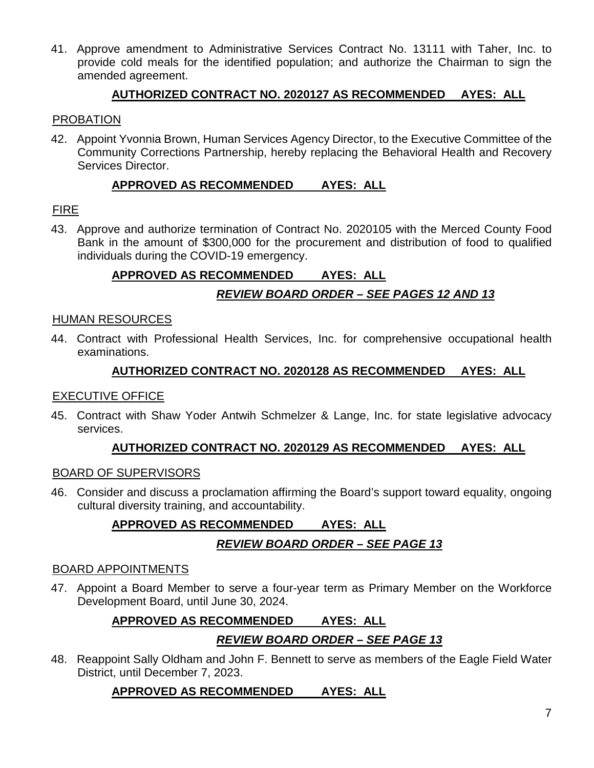41. Approve amendment to Administrative Services Contract No. 13111 with Taher, Inc. to provide cold meals for the identified population; and authorize the Chairman to sign the amended agreement.

    **AUTHORIZED CONTRACT NO. 2020127 AS RECOMMENDED AYES: ALL**

PROBATION

42. Appoint Yvonnia Brown, Human Services Agency Director, to the Executive Committee of the Community Corrections Partnership, hereby replacing the Behavioral Health and Recovery Services Director.

    **APPROVED AS RECOMMENDED AYES: ALL**

FIRE

43. Approve and authorize termination of Contract No. 2020105 with the Merced County Food Bank in the amount of $300,000 for the procurement and distribution of food to qualified individuals during the COVID-19 emergency.

    **APPROVED AS RECOMMENDED AYES: ALL**

    ***REVIEW BOARD ORDER – SEE PAGES 12 AND 13***

HUMAN RESOURCES

44. Contract with Professional Health Services, Inc. for comprehensive occupational health examinations.

    **AUTHORIZED CONTRACT NO. 2020128 AS RECOMMENDED AYES: ALL**

EXECUTIVE OFFICE

45. Contract with Shaw Yoder Antwih Schmelzer & Lange, Inc. for state legislative advocacy services.

    **AUTHORIZED CONTRACT NO. 2020129 AS RECOMMENDED AYES: ALL**

BOARD OF SUPERVISORS

46. Consider and discuss a proclamation affirming the Board's support toward equality, ongoing cultural diversity training, and accountability.

    **APPROVED AS RECOMMENDED AYES: ALL**

    ***REVIEW BOARD ORDER – SEE PAGE 13***

BOARD APPOINTMENTS

47. Appoint a Board Member to serve a four-year term as Primary Member on the Workforce Development Board, until June 30, 2024.

    **APPROVED AS RECOMMENDED AYES: ALL**

    ***REVIEW BOARD ORDER – SEE PAGE 13***

48. Reappoint Sally Oldham and John F. Bennett to serve as members of the Eagle Field Water District, until December 7, 2023.

    **APPROVED AS RECOMMENDED AYES: ALL**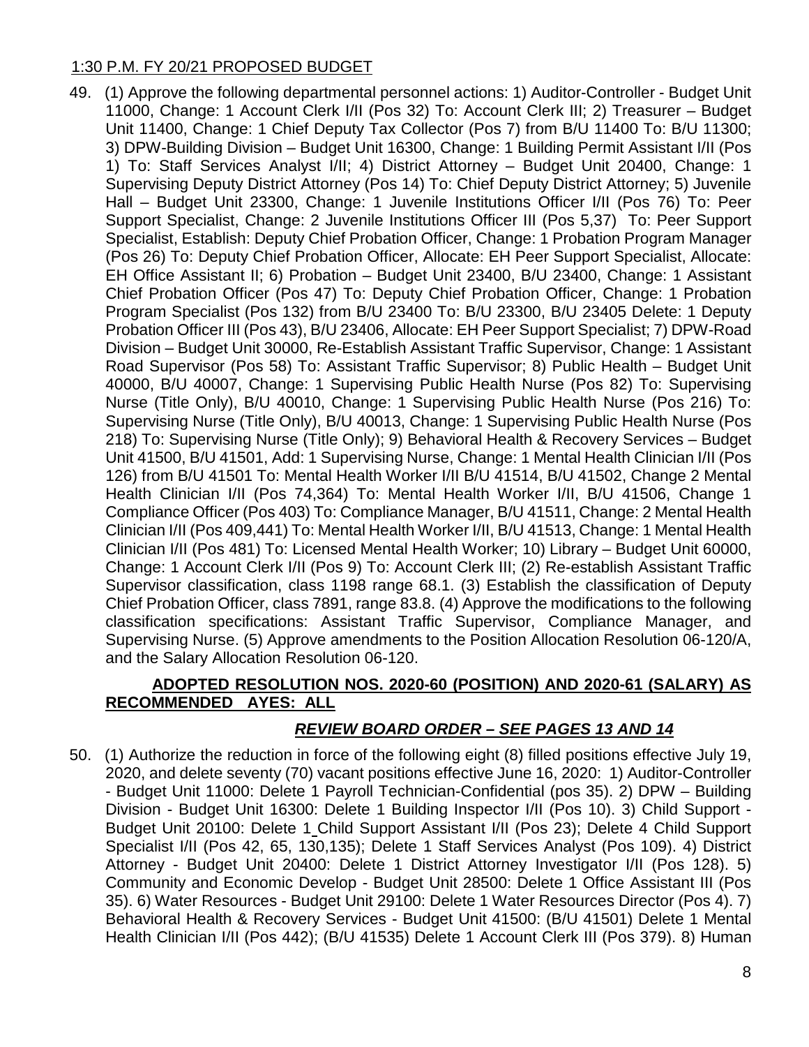1:30 P.M. FY 20/21 PROPOSED BUDGET

49. (1) Approve the following departmental personnel actions: 1) Auditor-Controller - Budget Unit 11000, Change: 1 Account Clerk I/II (Pos 32) To: Account Clerk III; 2) Treasurer – Budget Unit 11400, Change: 1 Chief Deputy Tax Collector (Pos 7) from B/U 11400 To: B/U 11300; 3) DPW-Building Division – Budget Unit 16300, Change: 1 Building Permit Assistant I/II (Pos 1) To: Staff Services Analyst I/II; 4) District Attorney – Budget Unit 20400, Change: 1 Supervising Deputy District Attorney (Pos 14) To: Chief Deputy District Attorney; 5) Juvenile Hall – Budget Unit 23300, Change: 1 Juvenile Institutions Officer I/II (Pos 76) To: Peer Support Specialist, Change: 2 Juvenile Institutions Officer III (Pos 5,37) To: Peer Support Specialist, Establish: Deputy Chief Probation Officer, Change: 1 Probation Program Manager (Pos 26) To: Deputy Chief Probation Officer, Allocate: EH Peer Support Specialist, Allocate: EH Office Assistant II; 6) Probation – Budget Unit 23400, B/U 23400, Change: 1 Assistant Chief Probation Officer (Pos 47) To: Deputy Chief Probation Officer, Change: 1 Probation Program Specialist (Pos 132) from B/U 23400 To: B/U 23300, B/U 23405 Delete: 1 Deputy Probation Officer III (Pos 43), B/U 23406, Allocate: EH Peer Support Specialist; 7) DPW-Road Division – Budget Unit 30000, Re-Establish Assistant Traffic Supervisor, Change: 1 Assistant Road Supervisor (Pos 58) To: Assistant Traffic Supervisor; 8) Public Health – Budget Unit 40000, B/U 40007, Change: 1 Supervising Public Health Nurse (Pos 82) To: Supervising Nurse (Title Only), B/U 40010, Change: 1 Supervising Public Health Nurse (Pos 216) To: Supervising Nurse (Title Only), B/U 40013, Change: 1 Supervising Public Health Nurse (Pos 218) To: Supervising Nurse (Title Only); 9) Behavioral Health & Recovery Services – Budget Unit 41500, B/U 41501, Add: 1 Supervising Nurse, Change: 1 Mental Health Clinician I/II (Pos 126) from B/U 41501 To: Mental Health Worker I/II B/U 41514, B/U 41502, Change 2 Mental Health Clinician I/II (Pos 74,364) To: Mental Health Worker I/II, B/U 41506, Change 1 Compliance Officer (Pos 403) To: Compliance Manager, B/U 41511, Change: 2 Mental Health Clinician I/II (Pos 409,441) To: Mental Health Worker I/II, B/U 41513, Change: 1 Mental Health Clinician I/II (Pos 481) To: Licensed Mental Health Worker; 10) Library – Budget Unit 60000, Change: 1 Account Clerk I/II (Pos 9) To: Account Clerk III; (2) Re-establish Assistant Traffic Supervisor classification, class 1198 range 68.1. (3) Establish the classification of Deputy Chief Probation Officer, class 7891, range 83.8. (4) Approve the modifications to the following classification specifications: Assistant Traffic Supervisor, Compliance Manager, and Supervising Nurse. (5) Approve amendments to the Position Allocation Resolution 06-120/A, and the Salary Allocation Resolution 06-120.

**ADOPTED RESOLUTION NOS. 2020-60 (POSITION) AND 2020-61 (SALARY) AS RECOMMENDED AYES: ALL**

***REVIEW BOARD ORDER – SEE PAGES 13 AND 14***

50. (1) Authorize the reduction in force of the following eight (8) filled positions effective July 19, 2020, and delete seventy (70) vacant positions effective June 16, 2020: 1) Auditor-Controller - Budget Unit 11000: Delete 1 Payroll Technician-Confidential (pos 35). 2) DPW – Building Division - Budget Unit 16300: Delete 1 Building Inspector I/II (Pos 10). 3) Child Support - Budget Unit 20100: Delete 1 Child Support Assistant I/II (Pos 23); Delete 4 Child Support Specialist I/II (Pos 42, 65, 130,135); Delete 1 Staff Services Analyst (Pos 109). 4) District Attorney - Budget Unit 20400: Delete 1 District Attorney Investigator I/II (Pos 128). 5) Community and Economic Develop - Budget Unit 28500: Delete 1 Office Assistant III (Pos 35). 6) Water Resources - Budget Unit 29100: Delete 1 Water Resources Director (Pos 4). 7) Behavioral Health & Recovery Services - Budget Unit 41500: (B/U 41501) Delete 1 Mental Health Clinician I/II (Pos 442); (B/U 41535) Delete 1 Account Clerk III (Pos 379). 8) Human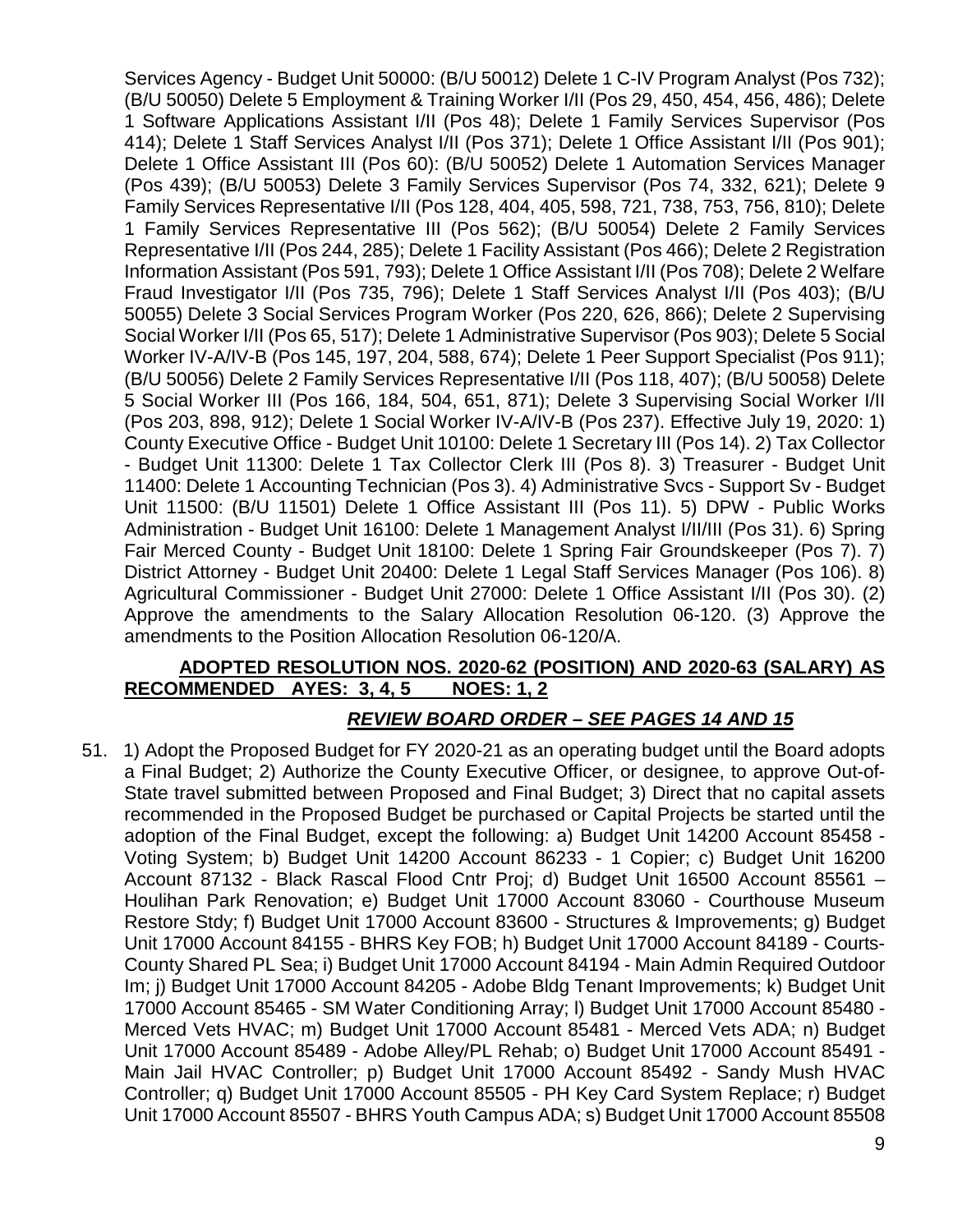Services Agency - Budget Unit 50000: (B/U 50012) Delete 1 C-IV Program Analyst (Pos 732); (B/U 50050) Delete 5 Employment & Training Worker I/II (Pos 29, 450, 454, 456, 486); Delete 1 Software Applications Assistant I/II (Pos 48); Delete 1 Family Services Supervisor (Pos 414); Delete 1 Staff Services Analyst I/II (Pos 371); Delete 1 Office Assistant I/II (Pos 901); Delete 1 Office Assistant III (Pos 60): (B/U 50052) Delete 1 Automation Services Manager (Pos 439); (B/U 50053) Delete 3 Family Services Supervisor (Pos 74, 332, 621); Delete 9 Family Services Representative I/II (Pos 128, 404, 405, 598, 721, 738, 753, 756, 810); Delete 1 Family Services Representative III (Pos 562); (B/U 50054) Delete 2 Family Services Representative I/II (Pos 244, 285); Delete 1 Facility Assistant (Pos 466); Delete 2 Registration Information Assistant (Pos 591, 793); Delete 1 Office Assistant I/II (Pos 708); Delete 2 Welfare Fraud Investigator I/II (Pos 735, 796); Delete 1 Staff Services Analyst I/II (Pos 403); (B/U 50055) Delete 3 Social Services Program Worker (Pos 220, 626, 866); Delete 2 Supervising Social Worker I/II (Pos 65, 517); Delete 1 Administrative Supervisor (Pos 903); Delete 5 Social Worker IV-A/IV-B (Pos 145, 197, 204, 588, 674); Delete 1 Peer Support Specialist (Pos 911); (B/U 50056) Delete 2 Family Services Representative I/II (Pos 118, 407); (B/U 50058) Delete 5 Social Worker III (Pos 166, 184, 504, 651, 871); Delete 3 Supervising Social Worker I/II (Pos 203, 898, 912); Delete 1 Social Worker IV-A/IV-B (Pos 237). Effective July 19, 2020: 1) County Executive Office - Budget Unit 10100: Delete 1 Secretary III (Pos 14). 2) Tax Collector - Budget Unit 11300: Delete 1 Tax Collector Clerk III (Pos 8). 3) Treasurer - Budget Unit 11400: Delete 1 Accounting Technician (Pos 3). 4) Administrative Svcs - Support Sv - Budget Unit 11500: (B/U 11501) Delete 1 Office Assistant III (Pos 11). 5) DPW - Public Works Administration - Budget Unit 16100: Delete 1 Management Analyst I/II/III (Pos 31). 6) Spring Fair Merced County - Budget Unit 18100: Delete 1 Spring Fair Groundskeeper (Pos 7). 7) District Attorney - Budget Unit 20400: Delete 1 Legal Staff Services Manager (Pos 106). 8) Agricultural Commissioner - Budget Unit 27000: Delete 1 Office Assistant I/II (Pos 30). (2) Approve the amendments to the Salary Allocation Resolution 06-120. (3) Approve the amendments to the Position Allocation Resolution 06-120/A.

**ADOPTED RESOLUTION NOS. 2020-62 (POSITION) AND 2020-63 (SALARY) AS RECOMMENDED AYES: 3, 4, 5 NOES: 1, 2**

***REVIEW BOARD ORDER – SEE PAGES 14 AND 15***

51. 1) Adopt the Proposed Budget for FY 2020-21 as an operating budget until the Board adopts a Final Budget; 2) Authorize the County Executive Officer, or designee, to approve Out-of-State travel submitted between Proposed and Final Budget; 3) Direct that no capital assets recommended in the Proposed Budget be purchased or Capital Projects be started until the adoption of the Final Budget, except the following: a) Budget Unit 14200 Account 85458 - Voting System; b) Budget Unit 14200 Account 86233 - 1 Copier; c) Budget Unit 16200 Account 87132 - Black Rascal Flood Cntr Proj; d) Budget Unit 16500 Account 85561 – Houlihan Park Renovation; e) Budget Unit 17000 Account 83060 - Courthouse Museum Restore Stdy; f) Budget Unit 17000 Account 83600 - Structures & Improvements; g) Budget Unit 17000 Account 84155 - BHRS Key FOB; h) Budget Unit 17000 Account 84189 - Courts-County Shared PL Sea; i) Budget Unit 17000 Account 84194 - Main Admin Required Outdoor Im; j) Budget Unit 17000 Account 84205 - Adobe Bldg Tenant Improvements; k) Budget Unit 17000 Account 85465 - SM Water Conditioning Array; l) Budget Unit 17000 Account 85480 - Merced Vets HVAC; m) Budget Unit 17000 Account 85481 - Merced Vets ADA; n) Budget Unit 17000 Account 85489 - Adobe Alley/PL Rehab; o) Budget Unit 17000 Account 85491 - Main Jail HVAC Controller; p) Budget Unit 17000 Account 85492 - Sandy Mush HVAC Controller; q) Budget Unit 17000 Account 85505 - PH Key Card System Replace; r) Budget Unit 17000 Account 85507 - BHRS Youth Campus ADA; s) Budget Unit 17000 Account 85508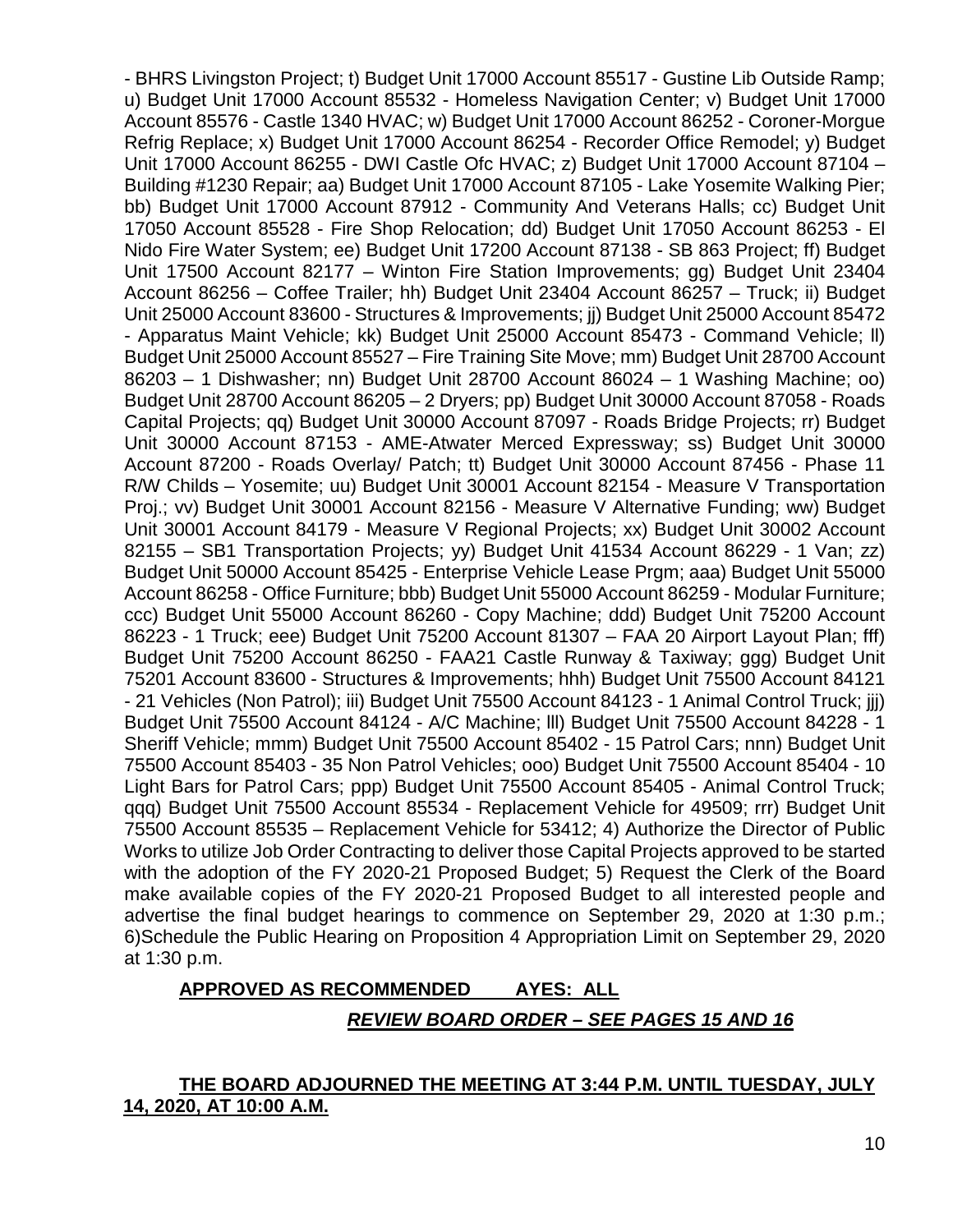- BHRS Livingston Project; t) Budget Unit 17000 Account 85517 - Gustine Lib Outside Ramp; u) Budget Unit 17000 Account 85532 - Homeless Navigation Center; v) Budget Unit 17000 Account 85576 - Castle 1340 HVAC; w) Budget Unit 17000 Account 86252 - Coroner-Morgue Refrig Replace; x) Budget Unit 17000 Account 86254 - Recorder Office Remodel; y) Budget Unit 17000 Account 86255 - DWI Castle Ofc HVAC; z) Budget Unit 17000 Account 87104 – Building #1230 Repair; aa) Budget Unit 17000 Account 87105 - Lake Yosemite Walking Pier; bb) Budget Unit 17000 Account 87912 - Community And Veterans Halls; cc) Budget Unit 17050 Account 85528 - Fire Shop Relocation; dd) Budget Unit 17050 Account 86253 - El Nido Fire Water System; ee) Budget Unit 17200 Account 87138 - SB 863 Project; ff) Budget Unit 17500 Account 82177 – Winton Fire Station Improvements; gg) Budget Unit 23404 Account 86256 – Coffee Trailer; hh) Budget Unit 23404 Account 86257 – Truck; ii) Budget Unit 25000 Account 83600 - Structures & Improvements; jj) Budget Unit 25000 Account 85472 - Apparatus Maint Vehicle; kk) Budget Unit 25000 Account 85473 - Command Vehicle; ll) Budget Unit 25000 Account 85527 – Fire Training Site Move; mm) Budget Unit 28700 Account 86203 – 1 Dishwasher; nn) Budget Unit 28700 Account 86024 – 1 Washing Machine; oo) Budget Unit 28700 Account 86205 – 2 Dryers; pp) Budget Unit 30000 Account 87058 - Roads Capital Projects; qq) Budget Unit 30000 Account 87097 - Roads Bridge Projects; rr) Budget Unit 30000 Account 87153 - AME-Atwater Merced Expressway; ss) Budget Unit 30000 Account 87200 - Roads Overlay/ Patch; tt) Budget Unit 30000 Account 87456 - Phase 11 R/W Childs – Yosemite; uu) Budget Unit 30001 Account 82154 - Measure V Transportation Proj.; vv) Budget Unit 30001 Account 82156 - Measure V Alternative Funding; ww) Budget Unit 30001 Account 84179 - Measure V Regional Projects; xx) Budget Unit 30002 Account 82155 – SB1 Transportation Projects; yy) Budget Unit 41534 Account 86229 - 1 Van; zz) Budget Unit 50000 Account 85425 - Enterprise Vehicle Lease Prgm; aaa) Budget Unit 55000 Account 86258 - Office Furniture; bbb) Budget Unit 55000 Account 86259 - Modular Furniture; ccc) Budget Unit 55000 Account 86260 - Copy Machine; ddd) Budget Unit 75200 Account 86223 - 1 Truck; eee) Budget Unit 75200 Account 81307 – FAA 20 Airport Layout Plan; fff) Budget Unit 75200 Account 86250 - FAA21 Castle Runway & Taxiway; ggg) Budget Unit 75201 Account 83600 - Structures & Improvements; hhh) Budget Unit 75500 Account 84121 - 21 Vehicles (Non Patrol); iii) Budget Unit 75500 Account 84123 - 1 Animal Control Truck; jjj) Budget Unit 75500 Account 84124 - A/C Machine; lll) Budget Unit 75500 Account 84228 - 1 Sheriff Vehicle; mmm) Budget Unit 75500 Account 85402 - 15 Patrol Cars; nnn) Budget Unit 75500 Account 85403 - 35 Non Patrol Vehicles; ooo) Budget Unit 75500 Account 85404 - 10 Light Bars for Patrol Cars; ppp) Budget Unit 75500 Account 85405 - Animal Control Truck; qqq) Budget Unit 75500 Account 85534 - Replacement Vehicle for 49509; rrr) Budget Unit 75500 Account 85535 – Replacement Vehicle for 53412; 4) Authorize the Director of Public Works to utilize Job Order Contracting to deliver those Capital Projects approved to be started with the adoption of the FY 2020-21 Proposed Budget; 5) Request the Clerk of the Board make available copies of the FY 2020-21 Proposed Budget to all interested people and advertise the final budget hearings to commence on September 29, 2020 at 1:30 p.m.; 6)Schedule the Public Hearing on Proposition 4 Appropriation Limit on September 29, 2020 at 1:30 p.m.

**APPROVED AS RECOMMENDED AYES: ALL**

***REVIEW BOARD ORDER – SEE PAGES 15 AND 16***

**THE BOARD ADJOURNED THE MEETING AT 3:44 P.M. UNTIL TUESDAY, JULY 14, 2020, AT 10:00 A.M.**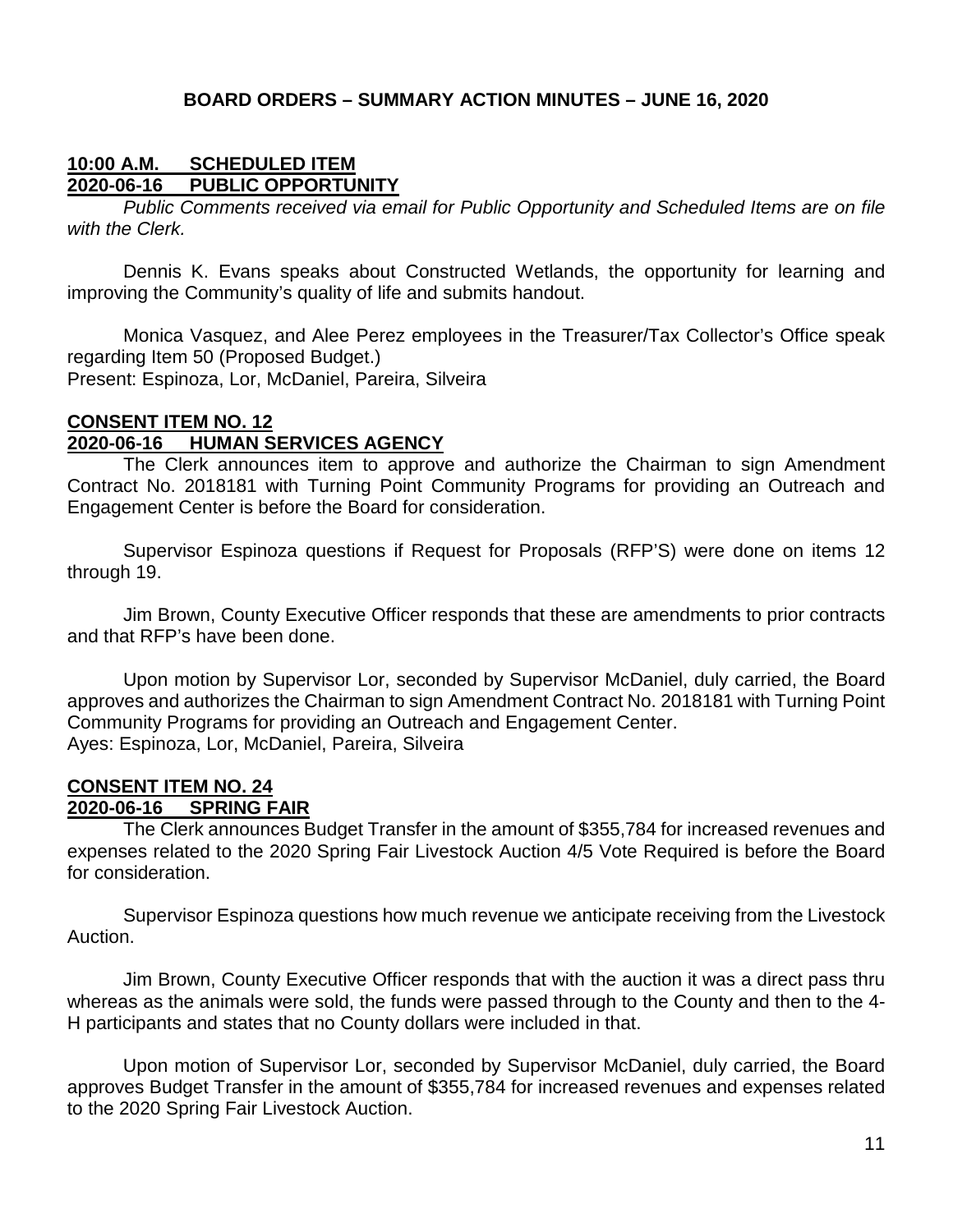# BOARD ORDERS – SUMMARY ACTION MINUTES – JUNE 16, 2020

## 10:00 A.M. SCHEDULED ITEM
## 2020-06-16 PUBLIC OPPORTUNITY

*Public Comments received via email for Public Opportunity and Scheduled Items are on file with the Clerk.*

Dennis K. Evans speaks about Constructed Wetlands, the opportunity for learning and improving the Community's quality of life and submits handout.

Monica Vasquez, and Alee Perez employees in the Treasurer/Tax Collector's Office speak regarding Item 50 (Proposed Budget.)
Present: Espinoza, Lor, McDaniel, Pareira, Silveira

## CONSENT ITEM NO. 12
## 2020-06-16 HUMAN SERVICES AGENCY

The Clerk announces item to approve and authorize the Chairman to sign Amendment Contract No. 2018181 with Turning Point Community Programs for providing an Outreach and Engagement Center is before the Board for consideration.

Supervisor Espinoza questions if Request for Proposals (RFP'S) were done on items 12 through 19.

Jim Brown, County Executive Officer responds that these are amendments to prior contracts and that RFP's have been done.

Upon motion by Supervisor Lor, seconded by Supervisor McDaniel, duly carried, the Board approves and authorizes the Chairman to sign Amendment Contract No. 2018181 with Turning Point Community Programs for providing an Outreach and Engagement Center.
Ayes: Espinoza, Lor, McDaniel, Pareira, Silveira

## CONSENT ITEM NO. 24
## 2020-06-16 SPRING FAIR

The Clerk announces Budget Transfer in the amount of $355,784 for increased revenues and expenses related to the 2020 Spring Fair Livestock Auction 4/5 Vote Required is before the Board for consideration.

Supervisor Espinoza questions how much revenue we anticipate receiving from the Livestock Auction.

Jim Brown, County Executive Officer responds that with the auction it was a direct pass thru whereas as the animals were sold, the funds were passed through to the County and then to the 4-H participants and states that no County dollars were included in that.

Upon motion of Supervisor Lor, seconded by Supervisor McDaniel, duly carried, the Board approves Budget Transfer in the amount of $355,784 for increased revenues and expenses related to the 2020 Spring Fair Livestock Auction.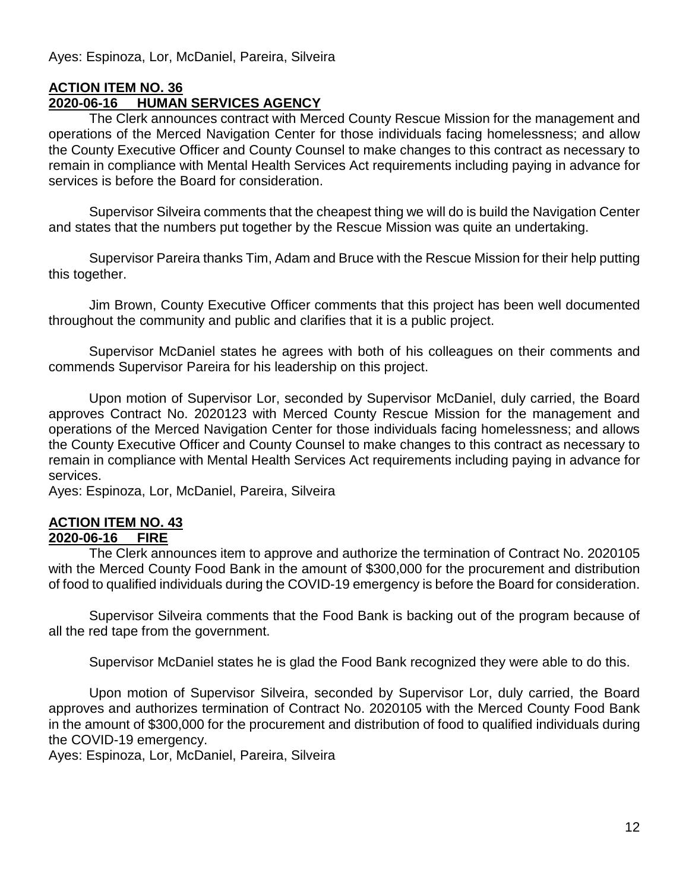Ayes: Espinoza, Lor, McDaniel, Pareira, Silveira

**ACTION ITEM NO. 36**
**2020-06-16 HUMAN SERVICES AGENCY**

The Clerk announces contract with Merced County Rescue Mission for the management and operations of the Merced Navigation Center for those individuals facing homelessness; and allow the County Executive Officer and County Counsel to make changes to this contract as necessary to remain in compliance with Mental Health Services Act requirements including paying in advance for services is before the Board for consideration.

Supervisor Silveira comments that the cheapest thing we will do is build the Navigation Center and states that the numbers put together by the Rescue Mission was quite an undertaking.

Supervisor Pareira thanks Tim, Adam and Bruce with the Rescue Mission for their help putting this together.

Jim Brown, County Executive Officer comments that this project has been well documented throughout the community and public and clarifies that it is a public project.

Supervisor McDaniel states he agrees with both of his colleagues on their comments and commends Supervisor Pareira for his leadership on this project.

Upon motion of Supervisor Lor, seconded by Supervisor McDaniel, duly carried, the Board approves Contract No. 2020123 with Merced County Rescue Mission for the management and operations of the Merced Navigation Center for those individuals facing homelessness; and allows the County Executive Officer and County Counsel to make changes to this contract as necessary to remain in compliance with Mental Health Services Act requirements including paying in advance for services.
Ayes: Espinoza, Lor, McDaniel, Pareira, Silveira

**ACTION ITEM NO. 43**
**2020-06-16 FIRE**

The Clerk announces item to approve and authorize the termination of Contract No. 2020105 with the Merced County Food Bank in the amount of $300,000 for the procurement and distribution of food to qualified individuals during the COVID-19 emergency is before the Board for consideration.

Supervisor Silveira comments that the Food Bank is backing out of the program because of all the red tape from the government.

Supervisor McDaniel states he is glad the Food Bank recognized they were able to do this.

Upon motion of Supervisor Silveira, seconded by Supervisor Lor, duly carried, the Board approves and authorizes termination of Contract No. 2020105 with the Merced County Food Bank in the amount of $300,000 for the procurement and distribution of food to qualified individuals during the COVID-19 emergency.
Ayes: Espinoza, Lor, McDaniel, Pareira, Silveira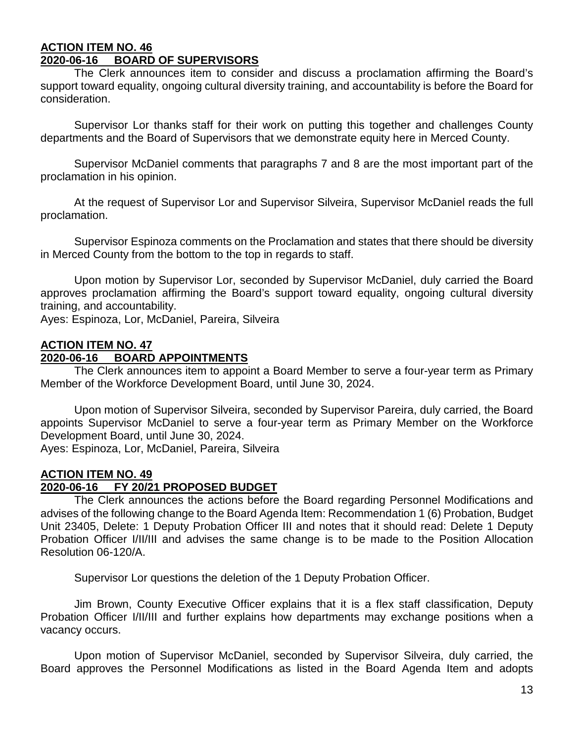**ACTION ITEM NO. 46**
**2020-06-16 BOARD OF SUPERVISORS**

The Clerk announces item to consider and discuss a proclamation affirming the Board's support toward equality, ongoing cultural diversity training, and accountability is before the Board for consideration.

Supervisor Lor thanks staff for their work on putting this together and challenges County departments and the Board of Supervisors that we demonstrate equity here in Merced County.

Supervisor McDaniel comments that paragraphs 7 and 8 are the most important part of the proclamation in his opinion.

At the request of Supervisor Lor and Supervisor Silveira, Supervisor McDaniel reads the full proclamation.

Supervisor Espinoza comments on the Proclamation and states that there should be diversity in Merced County from the bottom to the top in regards to staff.

Upon motion by Supervisor Lor, seconded by Supervisor McDaniel, duly carried the Board approves proclamation affirming the Board's support toward equality, ongoing cultural diversity training, and accountability.
Ayes: Espinoza, Lor, McDaniel, Pareira, Silveira

**ACTION ITEM NO. 47**
**2020-06-16 BOARD APPOINTMENTS**

The Clerk announces item to appoint a Board Member to serve a four-year term as Primary Member of the Workforce Development Board, until June 30, 2024.

Upon motion of Supervisor Silveira, seconded by Supervisor Pareira, duly carried, the Board appoints Supervisor McDaniel to serve a four-year term as Primary Member on the Workforce Development Board, until June 30, 2024.
Ayes: Espinoza, Lor, McDaniel, Pareira, Silveira

**ACTION ITEM NO. 49**
**2020-06-16 FY 20/21 PROPOSED BUDGET**

The Clerk announces the actions before the Board regarding Personnel Modifications and advises of the following change to the Board Agenda Item: Recommendation 1 (6) Probation, Budget Unit 23405, Delete: 1 Deputy Probation Officer III and notes that it should read: Delete 1 Deputy Probation Officer I/II/III and advises the same change is to be made to the Position Allocation Resolution 06-120/A.

Supervisor Lor questions the deletion of the 1 Deputy Probation Officer.

Jim Brown, County Executive Officer explains that it is a flex staff classification, Deputy Probation Officer I/II/III and further explains how departments may exchange positions when a vacancy occurs.

Upon motion of Supervisor McDaniel, seconded by Supervisor Silveira, duly carried, the Board approves the Personnel Modifications as listed in the Board Agenda Item and adopts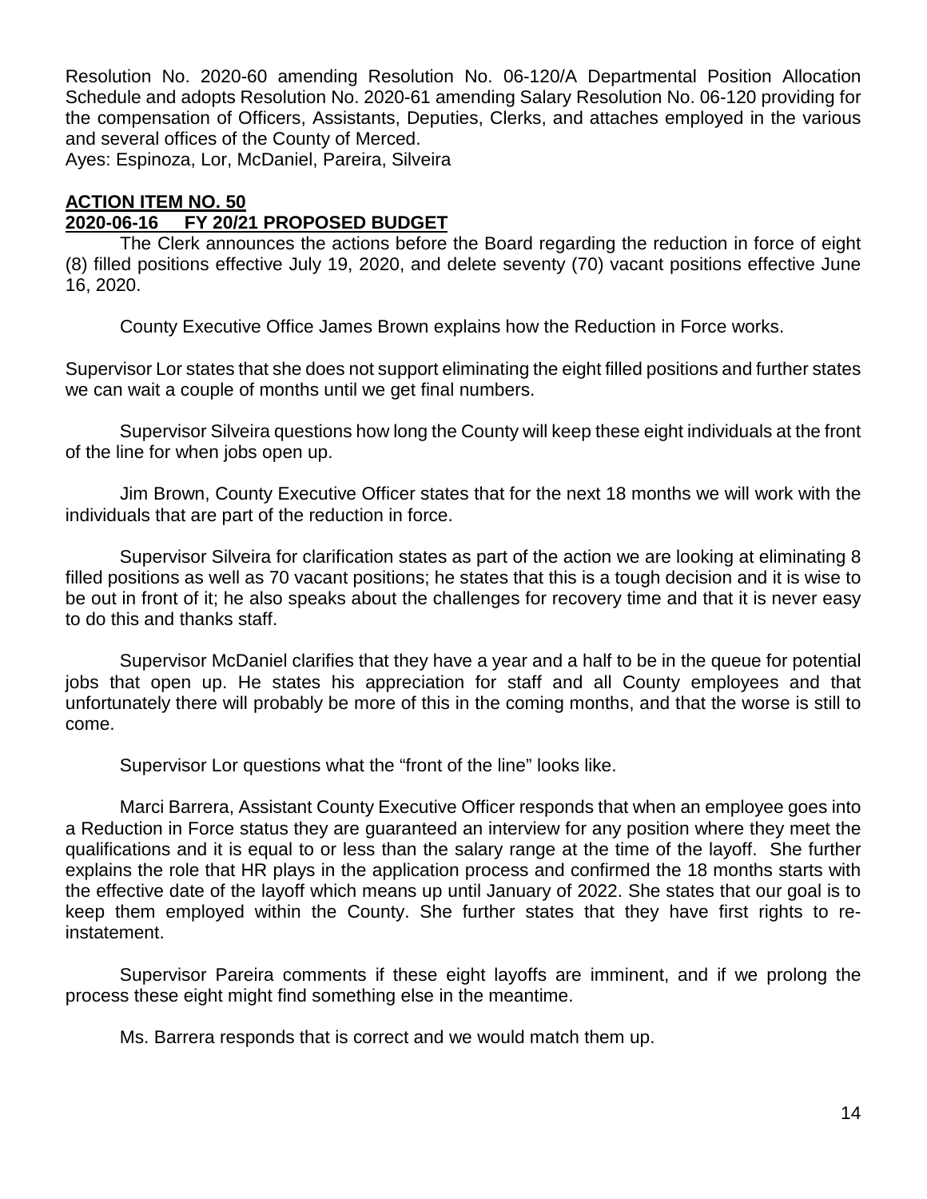Resolution No. 2020-60 amending Resolution No. 06-120/A Departmental Position Allocation Schedule and adopts Resolution No. 2020-61 amending Salary Resolution No. 06-120 providing for the compensation of Officers, Assistants, Deputies, Clerks, and attaches employed in the various and several offices of the County of Merced.

Ayes: Espinoza, Lor, McDaniel, Pareira, Silveira

## ACTION ITEM NO. 50

## 2020-06-16 FY 20/21 PROPOSED BUDGET

The Clerk announces the actions before the Board regarding the reduction in force of eight (8) filled positions effective July 19, 2020, and delete seventy (70) vacant positions effective June 16, 2020.

County Executive Office James Brown explains how the Reduction in Force works.

Supervisor Lor states that she does not support eliminating the eight filled positions and further states we can wait a couple of months until we get final numbers.

Supervisor Silveira questions how long the County will keep these eight individuals at the front of the line for when jobs open up.

Jim Brown, County Executive Officer states that for the next 18 months we will work with the individuals that are part of the reduction in force.

Supervisor Silveira for clarification states as part of the action we are looking at eliminating 8 filled positions as well as 70 vacant positions; he states that this is a tough decision and it is wise to be out in front of it; he also speaks about the challenges for recovery time and that it is never easy to do this and thanks staff.

Supervisor McDaniel clarifies that they have a year and a half to be in the queue for potential jobs that open up. He states his appreciation for staff and all County employees and that unfortunately there will probably be more of this in the coming months, and that the worse is still to come.

Supervisor Lor questions what the "front of the line" looks like.

Marci Barrera, Assistant County Executive Officer responds that when an employee goes into a Reduction in Force status they are guaranteed an interview for any position where they meet the qualifications and it is equal to or less than the salary range at the time of the layoff. She further explains the role that HR plays in the application process and confirmed the 18 months starts with the effective date of the layoff which means up until January of 2022. She states that our goal is to keep them employed within the County. She further states that they have first rights to re-instatement.

Supervisor Pareira comments if these eight layoffs are imminent, and if we prolong the process these eight might find something else in the meantime.

Ms. Barrera responds that is correct and we would match them up.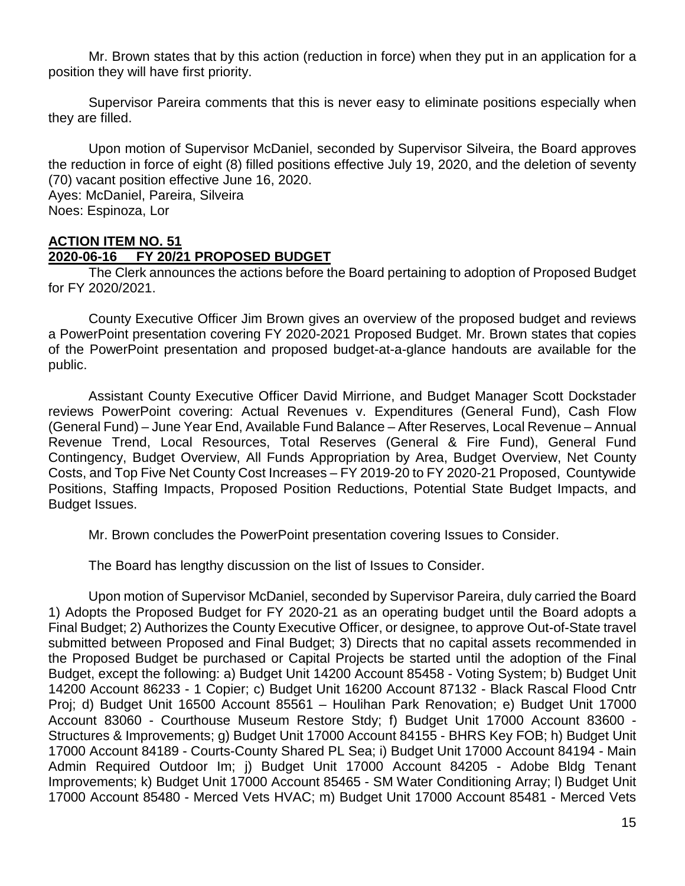Mr. Brown states that by this action (reduction in force) when they put in an application for a position they will have first priority.

Supervisor Pareira comments that this is never easy to eliminate positions especially when they are filled.

Upon motion of Supervisor McDaniel, seconded by Supervisor Silveira, the Board approves the reduction in force of eight (8) filled positions effective July 19, 2020, and the deletion of seventy (70) vacant position effective June 16, 2020.
Ayes: McDaniel, Pareira, Silveira
Noes: Espinoza, Lor

## ACTION ITEM NO. 51
## 2020-06-16 FY 20/21 PROPOSED BUDGET

The Clerk announces the actions before the Board pertaining to adoption of Proposed Budget for FY 2020/2021.

County Executive Officer Jim Brown gives an overview of the proposed budget and reviews a PowerPoint presentation covering FY 2020-2021 Proposed Budget. Mr. Brown states that copies of the PowerPoint presentation and proposed budget-at-a-glance handouts are available for the public.

Assistant County Executive Officer David Mirrione, and Budget Manager Scott Dockstader reviews PowerPoint covering: Actual Revenues v. Expenditures (General Fund), Cash Flow (General Fund) – June Year End, Available Fund Balance – After Reserves, Local Revenue – Annual Revenue Trend, Local Resources, Total Reserves (General & Fire Fund), General Fund Contingency, Budget Overview, All Funds Appropriation by Area, Budget Overview, Net County Costs, and Top Five Net County Cost Increases – FY 2019-20 to FY 2020-21 Proposed, Countywide Positions, Staffing Impacts, Proposed Position Reductions, Potential State Budget Impacts, and Budget Issues.

Mr. Brown concludes the PowerPoint presentation covering Issues to Consider.

The Board has lengthy discussion on the list of Issues to Consider.

Upon motion of Supervisor McDaniel, seconded by Supervisor Pareira, duly carried the Board 1) Adopts the Proposed Budget for FY 2020-21 as an operating budget until the Board adopts a Final Budget; 2) Authorizes the County Executive Officer, or designee, to approve Out-of-State travel submitted between Proposed and Final Budget; 3) Directs that no capital assets recommended in the Proposed Budget be purchased or Capital Projects be started until the adoption of the Final Budget, except the following: a) Budget Unit 14200 Account 85458 - Voting System; b) Budget Unit 14200 Account 86233 - 1 Copier; c) Budget Unit 16200 Account 87132 - Black Rascal Flood Cntr Proj; d) Budget Unit 16500 Account 85561 – Houlihan Park Renovation; e) Budget Unit 17000 Account 83060 - Courthouse Museum Restore Stdy; f) Budget Unit 17000 Account 83600 - Structures & Improvements; g) Budget Unit 17000 Account 84155 - BHRS Key FOB; h) Budget Unit 17000 Account 84189 - Courts-County Shared PL Sea; i) Budget Unit 17000 Account 84194 - Main Admin Required Outdoor Im; j) Budget Unit 17000 Account 84205 - Adobe Bldg Tenant Improvements; k) Budget Unit 17000 Account 85465 - SM Water Conditioning Array; l) Budget Unit 17000 Account 85480 - Merced Vets HVAC; m) Budget Unit 17000 Account 85481 - Merced Vets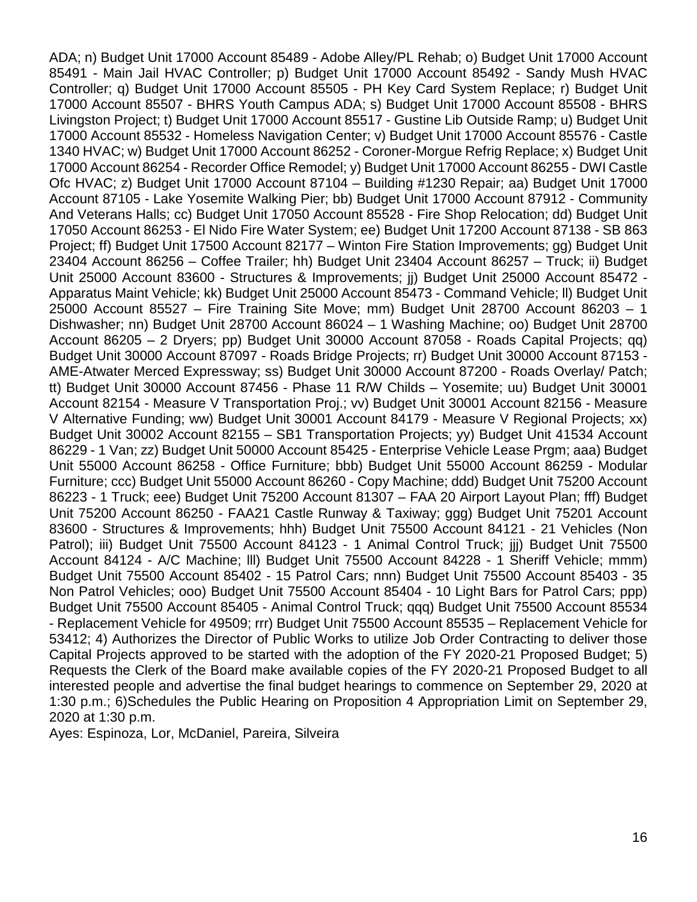ADA; n) Budget Unit 17000 Account 85489 - Adobe Alley/PL Rehab; o) Budget Unit 17000 Account 85491 - Main Jail HVAC Controller; p) Budget Unit 17000 Account 85492 - Sandy Mush HVAC Controller; q) Budget Unit 17000 Account 85505 - PH Key Card System Replace; r) Budget Unit 17000 Account 85507 - BHRS Youth Campus ADA; s) Budget Unit 17000 Account 85508 - BHRS Livingston Project; t) Budget Unit 17000 Account 85517 - Gustine Lib Outside Ramp; u) Budget Unit 17000 Account 85532 - Homeless Navigation Center; v) Budget Unit 17000 Account 85576 - Castle 1340 HVAC; w) Budget Unit 17000 Account 86252 - Coroner-Morgue Refrig Replace; x) Budget Unit 17000 Account 86254 - Recorder Office Remodel; y) Budget Unit 17000 Account 86255 - DWI Castle Ofc HVAC; z) Budget Unit 17000 Account 87104 – Building #1230 Repair; aa) Budget Unit 17000 Account 87105 - Lake Yosemite Walking Pier; bb) Budget Unit 17000 Account 87912 - Community And Veterans Halls; cc) Budget Unit 17050 Account 85528 - Fire Shop Relocation; dd) Budget Unit 17050 Account 86253 - El Nido Fire Water System; ee) Budget Unit 17200 Account 87138 - SB 863 Project; ff) Budget Unit 17500 Account 82177 – Winton Fire Station Improvements; gg) Budget Unit 23404 Account 86256 – Coffee Trailer; hh) Budget Unit 23404 Account 86257 – Truck; ii) Budget Unit 25000 Account 83600 - Structures & Improvements; jj) Budget Unit 25000 Account 85472 - Apparatus Maint Vehicle; kk) Budget Unit 25000 Account 85473 - Command Vehicle; ll) Budget Unit 25000 Account 85527 – Fire Training Site Move; mm) Budget Unit 28700 Account 86203 – 1 Dishwasher; nn) Budget Unit 28700 Account 86024 – 1 Washing Machine; oo) Budget Unit 28700 Account 86205 – 2 Dryers; pp) Budget Unit 30000 Account 87058 - Roads Capital Projects; qq) Budget Unit 30000 Account 87097 - Roads Bridge Projects; rr) Budget Unit 30000 Account 87153 - AME-Atwater Merced Expressway; ss) Budget Unit 30000 Account 87200 - Roads Overlay/ Patch; tt) Budget Unit 30000 Account 87456 - Phase 11 R/W Childs – Yosemite; uu) Budget Unit 30001 Account 82154 - Measure V Transportation Proj.; vv) Budget Unit 30001 Account 82156 - Measure V Alternative Funding; ww) Budget Unit 30001 Account 84179 - Measure V Regional Projects; xx) Budget Unit 30002 Account 82155 – SB1 Transportation Projects; yy) Budget Unit 41534 Account 86229 - 1 Van; zz) Budget Unit 50000 Account 85425 - Enterprise Vehicle Lease Prgm; aaa) Budget Unit 55000 Account 86258 - Office Furniture; bbb) Budget Unit 55000 Account 86259 - Modular Furniture; ccc) Budget Unit 55000 Account 86260 - Copy Machine; ddd) Budget Unit 75200 Account 86223 - 1 Truck; eee) Budget Unit 75200 Account 81307 – FAA 20 Airport Layout Plan; fff) Budget Unit 75200 Account 86250 - FAA21 Castle Runway & Taxiway; ggg) Budget Unit 75201 Account 83600 - Structures & Improvements; hhh) Budget Unit 75500 Account 84121 - 21 Vehicles (Non Patrol); iii) Budget Unit 75500 Account 84123 - 1 Animal Control Truck; jjj) Budget Unit 75500 Account 84124 - A/C Machine; lll) Budget Unit 75500 Account 84228 - 1 Sheriff Vehicle; mmm) Budget Unit 75500 Account 85402 - 15 Patrol Cars; nnn) Budget Unit 75500 Account 85403 - 35 Non Patrol Vehicles; ooo) Budget Unit 75500 Account 85404 - 10 Light Bars for Patrol Cars; ppp) Budget Unit 75500 Account 85405 - Animal Control Truck; qqq) Budget Unit 75500 Account 85534 - Replacement Vehicle for 49509; rrr) Budget Unit 75500 Account 85535 – Replacement Vehicle for 53412; 4) Authorizes the Director of Public Works to utilize Job Order Contracting to deliver those Capital Projects approved to be started with the adoption of the FY 2020-21 Proposed Budget; 5) Requests the Clerk of the Board make available copies of the FY 2020-21 Proposed Budget to all interested people and advertise the final budget hearings to commence on September 29, 2020 at 1:30 p.m.; 6)Schedules the Public Hearing on Proposition 4 Appropriation Limit on September 29, 2020 at 1:30 p.m.

Ayes: Espinoza, Lor, McDaniel, Pareira, Silveira